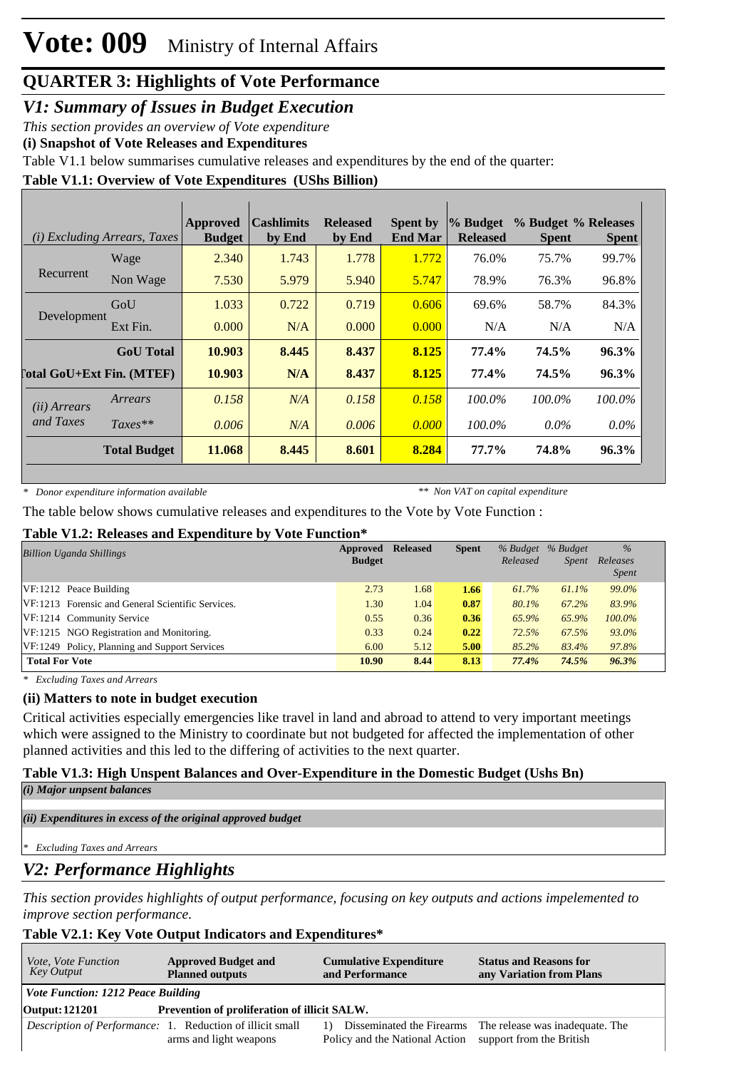# Vote: 009 Ministry of Internal Affairs

## QUARTER 3: Highlights of Vote Performance

## *V1: Summary of Issues in Budget Execution*

*This section provides an overview of Vote expenditure*

**(i) Snapshot of Vote Releases and Expenditures**

Table V1.1 below summarises cumulative releases and expenditures by the end of the quarter:

**Table V1.1: Overview of Vote Expenditures (UShs Billion)**

| *(i) Excluding Arrears, Taxes* | | Approved Budget | Cashlimits by End | Released by End | Spent by End Mar | % Budget Released | % Budget Spent | % Releases Spent |
|---|---|---|---|---|---|---|---|---|
| Recurrent | Wage | 2.340 | 1.743 | 1.778 | 1.772 | 76.0% | 75.7% | 99.7% |
| | Non Wage | 7.530 | 5.979 | 5.940 | 5.747 | 78.9% | 76.3% | 96.8% |
| Development | GoU | 1.033 | 0.722 | 0.719 | 0.606 | 69.6% | 58.7% | 84.3% |
| | Ext Fin. | 0.000 | N/A | 0.000 | 0.000 | N/A | N/A | N/A |
| | **GoU Total** | **10.903** | **8.445** | **8.437** | **8.125** | **77.4%** | **74.5%** | **96.3%** |
| **Total GoU+Ext Fin. (MTEF)** | | **10.903** | **N/A** | **8.437** | **8.125** | **77.4%** | **74.5%** | **96.3%** |
| *(ii) Arrears and Taxes* | *Arrears* | *0.158* | *N/A* | *0.158* | *0.158* | *100.0%* | *100.0%* | *100.0%* |
| | *Taxes*** | *0.006* | *N/A* | *0.006* | *0.000* | *100.0%* | *0.0%* | *0.0%* |
| | **Total Budget** | **11.068** | **8.445** | **8.601** | **8.284** | **77.7%** | **74.8%** | **96.3%** |

*\* Donor expenditure information available* &nbsp;&nbsp;&nbsp;&nbsp; *** Non VAT on capital expenditure*

The table below shows cumulative releases and expenditures to the Vote by Vote Function :

**Table V1.2: Releases and Expenditure by Vote Function***

| *Billion Uganda Shillings* | Approved Budget | Released | Spent | *% Budget Released* | *% Budget Spent* | *% Releases Spent* |
|---|---|---|---|---|---|---|
| VF:1212 Peace Building | 2.73 | 1.68 | **1.66** | *61.7%* | *61.1%* | *99.0%* |
| VF:1213 Forensic and General Scientific Services. | 1.30 | 1.04 | **0.87** | *80.1%* | *67.2%* | *83.9%* |
| VF:1214 Community Service | 0.55 | 0.36 | **0.36** | *65.9%* | *65.9%* | *100.0%* |
| VF:1215 NGO Registration and Monitoring. | 0.33 | 0.24 | **0.22** | *72.5%* | *67.5%* | *93.0%* |
| VF:1249 Policy, Planning and Support Services | 6.00 | 5.12 | **5.00** | *85.2%* | *83.4%* | *97.8%* |
| **Total For Vote** | **10.90** | **8.44** | **8.13** | ***77.4%*** | ***74.5%*** | ***96.3%*** |

*\* Excluding Taxes and Arrears*

### (ii) Matters to note in budget execution

Critical activities especially emergencies like travel in land and abroad to attend to very important meetings which were assigned to the Ministry to coordinate but not budgeted for affected the implementation of other planned activities and this led to the differing of activities to the next quarter.

**Table V1.3: High Unspent Balances and Over-Expenditure in the Domestic Budget (Ushs Bn)**

*(i) Major unpsent balances*

*(ii) Expenditures in excess of the original approved budget*

*\* Excluding Taxes and Arrears*

## *V2: Performance Highlights*

*This section provides highlights of output performance, focusing on key outputs and actions impelemented to improve section performance.*

**Table V2.1: Key Vote Output Indicators and Expenditures***

| *Vote, Vote Function Key Output* | Approved Budget and Planned outputs | Cumulative Expenditure and Performance | Status and Reasons for any Variation from Plans |
|---|---|---|---|
| ***Vote Function: 1212 Peace Building*** | | | |
| **Output: 121201** | **Prevention of proliferation of illicit SALW.** | | |
| *Description of Performance:* | 1. Reduction of illicit small arms and light weapons | 1) Disseminated the Firearms Policy and the National Action | The release was inadequate. The support from the British |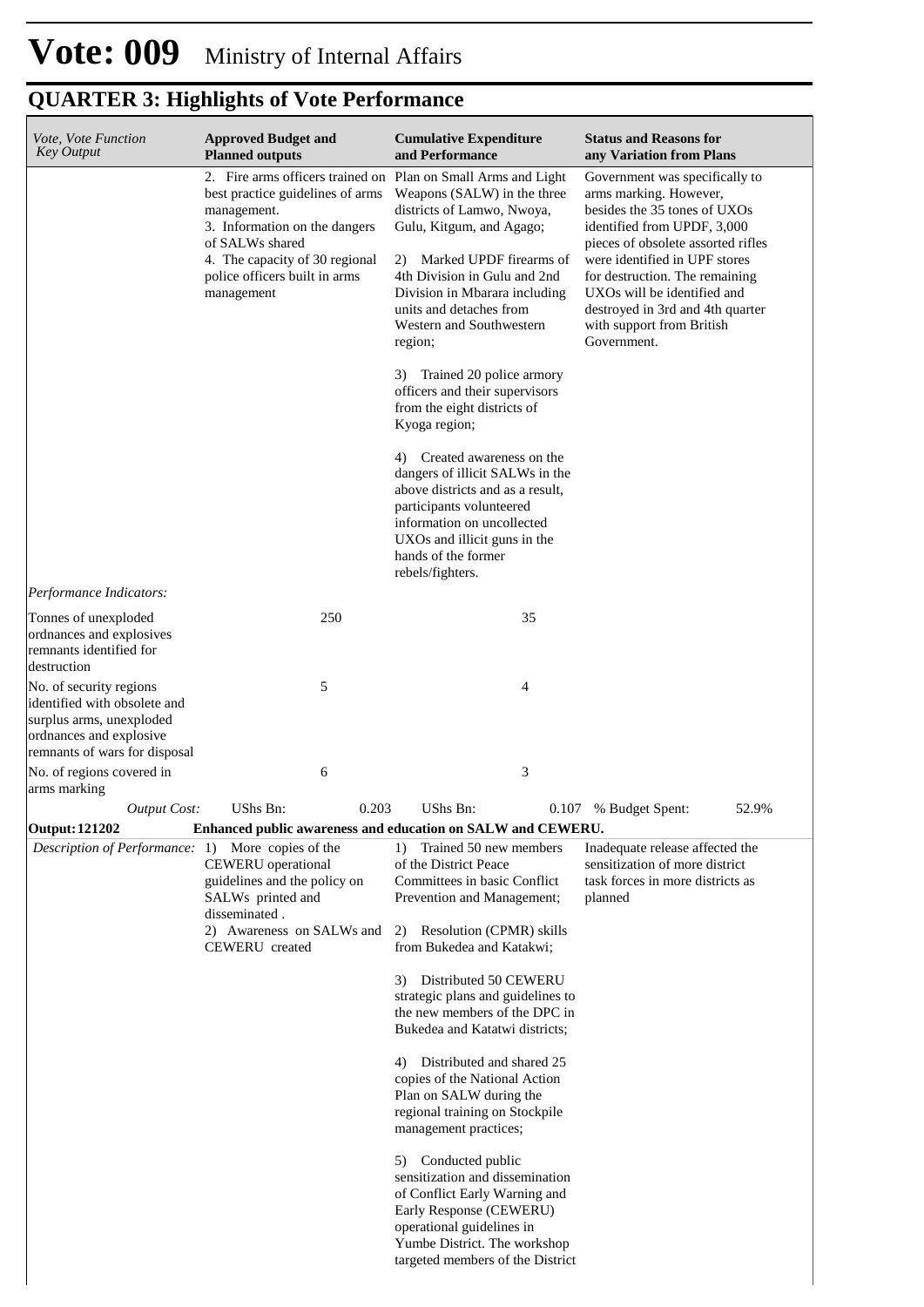# Vote: 009 Ministry of Internal Affairs

## QUARTER 3: Highlights of Vote Performance

| *Vote, Vote Function Key Output* | **Approved Budget and Planned outputs** | **Cumulative Expenditure and Performance** | **Status and Reasons for any Variation from Plans** |
|---|---|---|---|
| | 2. Fire arms officers trained on best practice guidelines of arms management.<br>3. Information on the dangers of SALWs shared<br>4. The capacity of 30 regional police officers built in arms management | Plan on Small Arms and Light Weapons (SALW) in the three districts of Lamwo, Nwoya, Gulu, Kitgum, and Agago;<br><br>2) Marked UPDF firearms of 4th Division in Gulu and 2nd Division in Mbarara including units and detaches from Western and Southwestern region;<br><br>3) Trained 20 police armory officers and their supervisors from the eight districts of Kyoga region;<br><br>4) Created awareness on the dangers of illicit SALWs in the above districts and as a result, participants volunteered information on uncollected UXOs and illicit guns in the hands of the former rebels/fighters. | Government was specifically to arms marking. However, besides the 35 tones of UXOs identified from UPDF, 3,000 pieces of obsolete assorted rifles were identified in UPF stores for destruction. The remaining UXOs will be identified and destroyed in 3rd and 4th quarter with support from British Government. |
| *Performance Indicators:* | | | |
| Tonnes of unexploded ordnances and explosives remnants identified for destruction | 250 | 35 | |
| No. of security regions identified with obsolete and surplus arms, unexploded ordnances and explosive remnants of wars for disposal | 5 | 4 | |
| No. of regions covered in arms marking | 6 | 3 | |
| *Output Cost:* | UShs Bn: 0.203 | UShs Bn: 0.107 | % Budget Spent: 52.9% |
| **Output: 121202** | **Enhanced public awareness and education on SALW and CEWERU.** | | |
| *Description of Performance:* | 1) More copies of the CEWERU operational guidelines and the policy on SALWs printed and disseminated .<br>2) Awareness on SALWs and CEWERU created | 1) Trained 50 new members of the District Peace Committees in basic Conflict Prevention and Management;<br><br>2) Resolution (CPMR) skills from Bukedea and Katakwi;<br><br>3) Distributed 50 CEWERU strategic plans and guidelines to the new members of the DPC in Bukedea and Katatwi districts;<br><br>4) Distributed and shared 25 copies of the National Action Plan on SALW during the regional training on Stockpile management practices;<br><br>5) Conducted public sensitization and dissemination of Conflict Early Warning and Early Response (CEWERU) operational guidelines in Yumbe District. The workshop targeted members of the District | Inadequate release affected the sensitization of more district task forces in more districts as planned |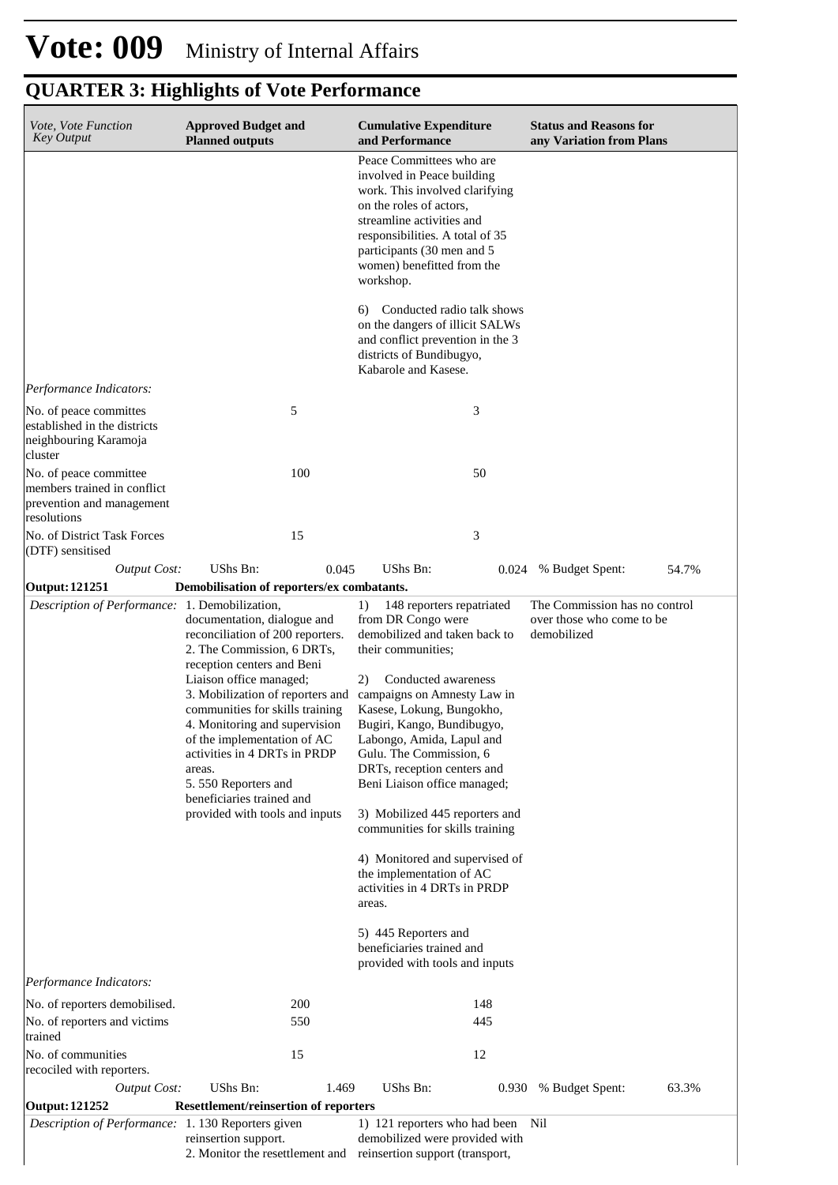# Vote: 009 Ministry of Internal Affairs

## QUARTER 3: Highlights of Vote Performance

| *Vote, Vote Function Key Output* | **Approved Budget and Planned outputs** | **Cumulative Expenditure and Performance** | **Status and Reasons for any Variation from Plans** |
|---|---|---|---|
| | | Peace Committees who are involved in Peace building work. This involved clarifying on the roles of actors, streamline activities and responsibilities. A total of 35 participants (30 men and 5 women) benefitted from the workshop.<br><br>6) Conducted radio talk shows on the dangers of illicit SALWs and conflict prevention in the 3 districts of Bundibugyo, Kabarole and Kasese. | |
| *Performance Indicators:* | | | |
| No. of peace committes established in the districts neighbouring Karamoja cluster | 5 | 3 | |
| No. of peace committee members trained in conflict prevention and management resolutions | 100 | 50 | |
| No. of District Task Forces (DTF) sensitised | 15 | 3 | |
| *Output Cost:* | UShs Bn: 0.045 | UShs Bn: 0.024 | % Budget Spent: 54.7% |
| **Output: 121251** | **Demobilisation of reporters/ex combatants.** | | |
| *Description of Performance:* | 1. Demobilization, documentation, dialogue and reconciliation of 200 reporters.<br>2. The Commission, 6 DRTs, reception centers and Beni Liaison office managed;<br>3. Mobilization of reporters and communities for skills training<br>4. Monitoring and supervision of the implementation of AC activities in 4 DRTs in PRDP areas.<br>5. 550 Reporters and beneficiaries trained and provided with tools and inputs | 1) 148 reporters repatriated from DR Congo were demobilized and taken back to their communities;<br><br>2) Conducted awareness campaigns on Amnesty Law in Kasese, Lokung, Bungokho, Bugiri, Kango, Bundibugyo, Labongo, Amida, Lapul and Gulu. The Commission, 6 DRTs, reception centers and Beni Liaison office managed;<br><br>3) Mobilized 445 reporters and communities for skills training<br><br>4) Monitored and supervised of the implementation of AC activities in 4 DRTs in PRDP areas.<br><br>5) 445 Reporters and beneficiaries trained and provided with tools and inputs | The Commission has no control over those who come to be demobilized |
| *Performance Indicators:* | | | |
| No. of reporters demobilised. | 200 | 148 | |
| No. of reporters and victims trained | 550 | 445 | |
| No. of communities recociled with reporters. | 15 | 12 | |
| *Output Cost:* | UShs Bn: 1.469 | UShs Bn: 0.930 | % Budget Spent: 63.3% |
| **Output: 121252** | **Resettlement/reinsertion of reporters** | | |
| *Description of Performance:* | 1. 130 Reporters given reinsertion support.<br>2. Monitor the resettlement and | 1) 121 reporters who had been demobilized were provided with reinsertion support (transport, | Nil |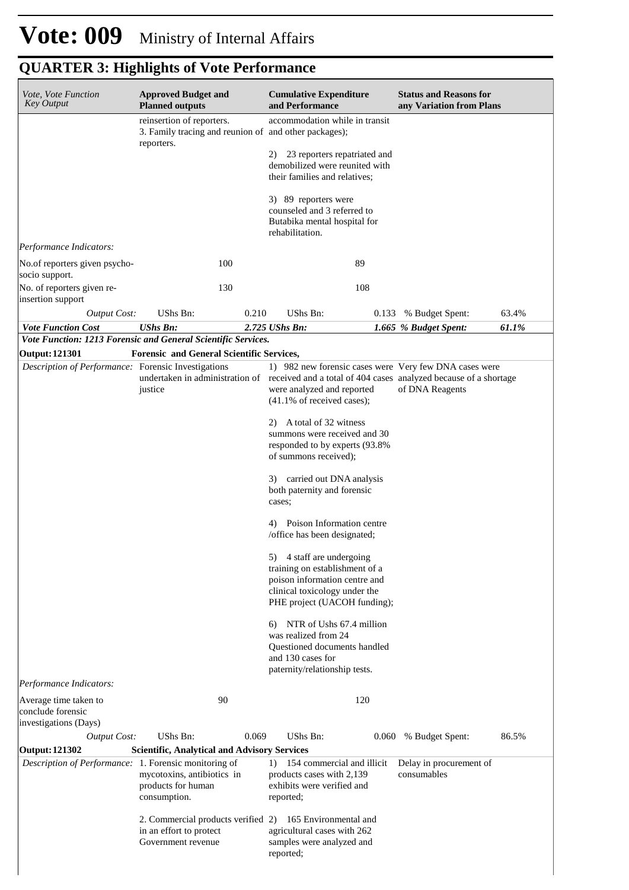# Vote: 009 Ministry of Internal Affairs

## QUARTER 3: Highlights of Vote Performance

| *Vote, Vote Function Key Output* | **Approved Budget and Planned outputs** | | **Cumulative Expenditure and Performance** | | **Status and Reasons for any Variation from Plans** | |
|---|---|---|---|---|---|---|
| | reinsertion of reporters.<br>3. Family tracing and reunion of reporters. | | accommodation while in transit and other packages);<br><br>2) 23 reporters repatriated and demobilized were reunited with their families and relatives;<br><br>3) 89 reporters were counseled and 3 referred to Butabika mental hospital for rehabilitation. | | | |
| *Performance Indicators:* | | | | | | |
| No.of reporters given psycho-socio support. | | 100 | | 89 | | |
| No. of reporters given re-insertion support | | 130 | | 108 | | |
| *Output Cost:* | UShs Bn: | 0.210 | UShs Bn: | 0.133 | % Budget Spent: | 63.4% |
| ***Vote Function Cost*** | ***UShs Bn:*** | ***2.725*** | ***UShs Bn:*** | ***1.665*** | ***% Budget Spent:*** | ***61.1%*** |
| ***Vote Function: 1213 Forensic and General Scientific Services.*** | | | | | | |
| **Output: 121301** | **Forensic and General Scientific Services,** | | | | | |
| *Description of Performance:* | Forensic Investigations undertaken in administration of justice | | 1) 982 new forensic cases were received and a total of 404 cases were analyzed and reported (41.1% of received cases);<br><br>2) A total of 32 witness summons were received and 30 responded to by experts (93.8% of summons received);<br><br>3) carried out DNA analysis both paternity and forensic cases;<br><br>4) Poison Information centre /office has been designated;<br><br>5) 4 staff are undergoing training on establishment of a poison information centre and clinical toxicology under the PHE project (UACOH funding);<br><br>6) NTR of Ushs 67.4 million was realized from 24 Questioned documents handled and 130 cases for paternity/relationship tests. | | Very few DNA cases were analyzed because of a shortage of DNA Reagents | |
| *Performance Indicators:* | | | | | | |
| Average time taken to conclude forensic investigations (Days) | | 90 | | 120 | | |
| *Output Cost:* | UShs Bn: | 0.069 | UShs Bn: | 0.060 | % Budget Spent: | 86.5% |
| **Output: 121302** | **Scientific, Analytical and Advisory Services** | | | | | |
| *Description of Performance:* | 1. Forensic monitoring of mycotoxins, antibiotics in products for human consumption.<br><br>2. Commercial products verified in an effort to protect Government revenue | | 1) 154 commercial and illicit products cases with 2,139 exhibits were verified and reported;<br><br>2) 165 Environmental and agricultural cases with 262 samples were analyzed and reported; | | Delay in procurement of consumables | |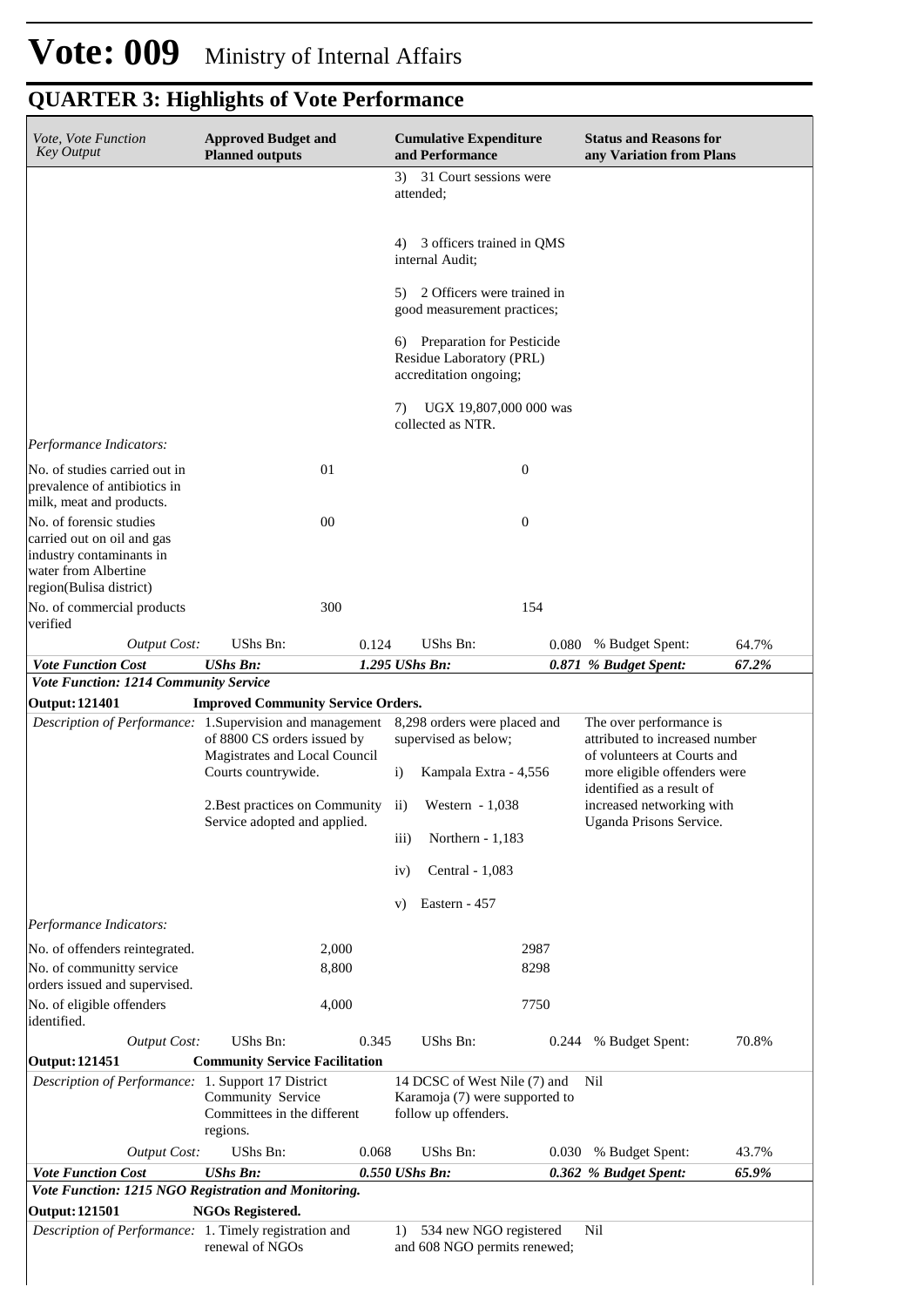# Vote: 009 Ministry of Internal Affairs

## QUARTER 3: Highlights of Vote Performance

| *Vote, Vote Function Key Output* | **Approved Budget and Planned outputs** | | **Cumulative Expenditure and Performance** | | **Status and Reasons for any Variation from Plans** | |
|---|---|---|---|---|---|---|
| | | | 3) 31 Court sessions were attended;<br><br>4) 3 officers trained in QMS internal Audit;<br><br>5) 2 Officers were trained in good measurement practices;<br><br>6) Preparation for Pesticide Residue Laboratory (PRL) accreditation ongoing;<br><br>7) UGX 19,807,000 000 was collected as NTR. | | | |
| *Performance Indicators:* | | | | | | |
| No. of studies carried out in prevalence of antibiotics in milk, meat and products. | | 01 | | 0 | | |
| No. of forensic studies carried out on oil and gas industry contaminants in water from Albertine region(Bulisa district) | | 00 | | 0 | | |
| No. of commercial products verified | | 300 | | 154 | | |
| *Output Cost:* | UShs Bn: | 0.124 | UShs Bn: | 0.080 | % Budget Spent: | 64.7% |
| ***Vote Function Cost*** | ***UShs Bn:*** | ***1.295*** | ***UShs Bn:*** | ***0.871*** | ***% Budget Spent:*** | ***67.2%*** |
| ***Vote Function: 1214 Community Service*** | | | | | | |
| **Output: 121401** | **Improved Community Service Orders.** | | | | | |
| *Description of Performance:* | 1.Supervision and management of 8800 CS orders issued by Magistrates and Local Council Courts countrywide.<br><br>2.Best practices on Community Service adopted and applied. | | 8,298 orders were placed and supervised as below;<br><br>i) Kampala Extra - 4,556<br><br>ii) Western - 1,038<br><br>iii) Northern - 1,183<br><br>iv) Central - 1,083<br><br>v) Eastern - 457 | | The over performance is attributed to increased number of volunteers at Courts and more eligible offenders were identified as a result of increased networking with Uganda Prisons Service. | |
| *Performance Indicators:* | | | | | | |
| No. of offenders reintegrated. | | 2,000 | | 2987 | | |
| No. of communitty service orders issued and supervised. | | 8,800 | | 8298 | | |
| No. of eligible offenders identified. | | 4,000 | | 7750 | | |
| *Output Cost:* | UShs Bn: | 0.345 | UShs Bn: | 0.244 | % Budget Spent: | 70.8% |
| **Output: 121451** | **Community Service Facilitation** | | | | | |
| *Description of Performance:* | 1. Support 17 District Community Service Committees in the different regions. | | 14 DCSC of West Nile (7) and Karamoja (7) were supported to follow up offenders. | | Nil | |
| *Output Cost:* | UShs Bn: | 0.068 | UShs Bn: | 0.030 | % Budget Spent: | 43.7% |
| ***Vote Function Cost*** | ***UShs Bn:*** | ***0.550*** | ***UShs Bn:*** | ***0.362*** | ***% Budget Spent:*** | ***65.9%*** |
| ***Vote Function: 1215 NGO Registration and Monitoring.*** | | | | | | |
| **Output: 121501** | **NGOs Registered.** | | | | | |
| *Description of Performance:* | 1. Timely registration and renewal of NGOs | | 1) 534 new NGO registered and 608 NGO permits renewed; | | Nil | |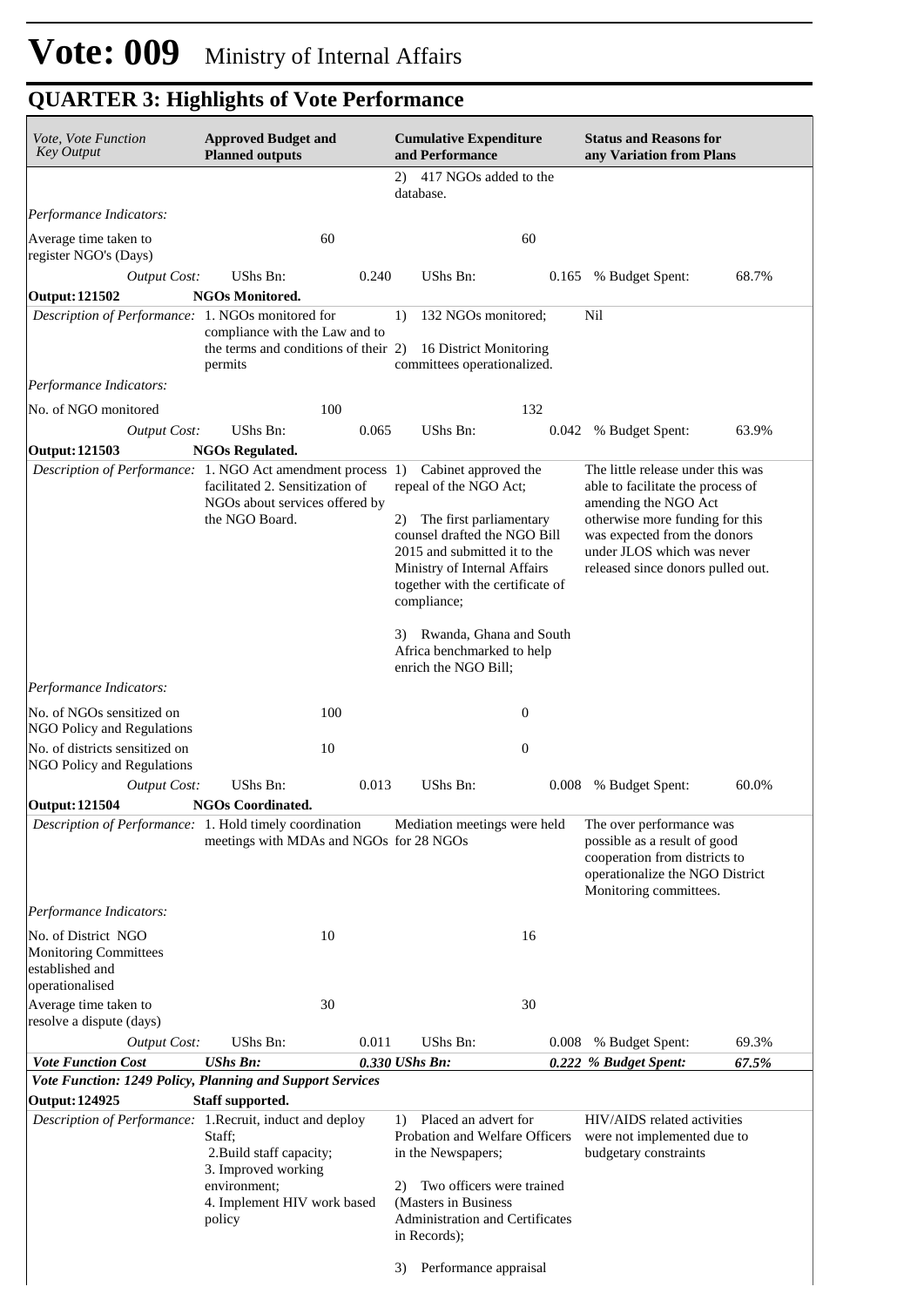# Vote: 009 Ministry of Internal Affairs

## QUARTER 3: Highlights of Vote Performance

| *Vote, Vote Function Key Output* | **Approved Budget and Planned outputs** | | **Cumulative Expenditure and Performance** | | **Status and Reasons for any Variation from Plans** | |
|---|---|---|---|---|---|---|
| | | | 2) 417 NGOs added to the database. | | | |
| *Performance Indicators:* | | | | | | |
| Average time taken to register NGO's (Days) | 60 | | 60 | | | |
| *Output Cost:* | UShs Bn: | 0.240 | UShs Bn: | 0.165 | % Budget Spent: | 68.7% |
| **Output: 121502** | **NGOs Monitored.** | | | | | |
| *Description of Performance:* | 1. NGOs monitored for compliance with the Law and to the terms and conditions of their permits | | 1) 132 NGOs monitored; 2) 16 District Monitoring committees operationalized. | | Nil | |
| *Performance Indicators:* | | | | | | |
| No. of NGO monitored | 100 | | 132 | | | |
| *Output Cost:* | UShs Bn: | 0.065 | UShs Bn: | 0.042 | % Budget Spent: | 63.9% |
| **Output: 121503** | **NGOs Regulated.** | | | | | |
| *Description of Performance:* | 1. NGO Act amendment process facilitated 2. Sensitization of NGOs about services offered by the NGO Board. | | 1) Cabinet approved the repeal of the NGO Act; 2) The first parliamentary counsel drafted the NGO Bill 2015 and submitted it to the Ministry of Internal Affairs together with the certificate of compliance; 3) Rwanda, Ghana and South Africa benchmarked to help enrich the NGO Bill; | | The little release under this was able to facilitate the process of amending the NGO Act otherwise more funding for this was expected from the donors under JLOS which was never released since donors pulled out. | |
| *Performance Indicators:* | | | | | | |
| No. of NGOs sensitized on NGO Policy and Regulations | 100 | | 0 | | | |
| No. of districts sensitized on NGO Policy and Regulations | 10 | | 0 | | | |
| *Output Cost:* | UShs Bn: | 0.013 | UShs Bn: | 0.008 | % Budget Spent: | 60.0% |
| **Output: 121504** | **NGOs Coordinated.** | | | | | |
| *Description of Performance:* | 1. Hold timely coordination meetings with MDAs and NGOs | | Mediation meetings were held for 28 NGOs | | The over performance was possible as a result of good cooperation from districts to operationalize the NGO District Monitoring committees. | |
| *Performance Indicators:* | | | | | | |
| No. of District NGO Monitoring Committees established and operationalised | 10 | | 16 | | | |
| Average time taken to resolve a dispute (days) | 30 | | 30 | | | |
| *Output Cost:* | UShs Bn: | 0.011 | UShs Bn: | 0.008 | % Budget Spent: | 69.3% |
| ***Vote Function Cost*** | ***UShs Bn:*** | ***0.330*** | ***UShs Bn:*** | ***0.222*** | ***% Budget Spent:*** | ***67.5%*** |
| ***Vote Function: 1249 Policy, Planning and Support Services*** | | | | | | |
| **Output: 124925** | **Staff supported.** | | | | | |
| *Description of Performance:* | 1.Recruit, induct and deploy Staff; 2.Build staff capacity; 3. Improved working environment; 4. Implement HIV work based policy | | 1) Placed an advert for Probation and Welfare Officers in the Newspapers; 2) Two officers were trained (Masters in Business Administration and Certificates in Records); 3) Performance appraisal | | HIV/AIDS related activities were not implemented due to budgetary constraints | |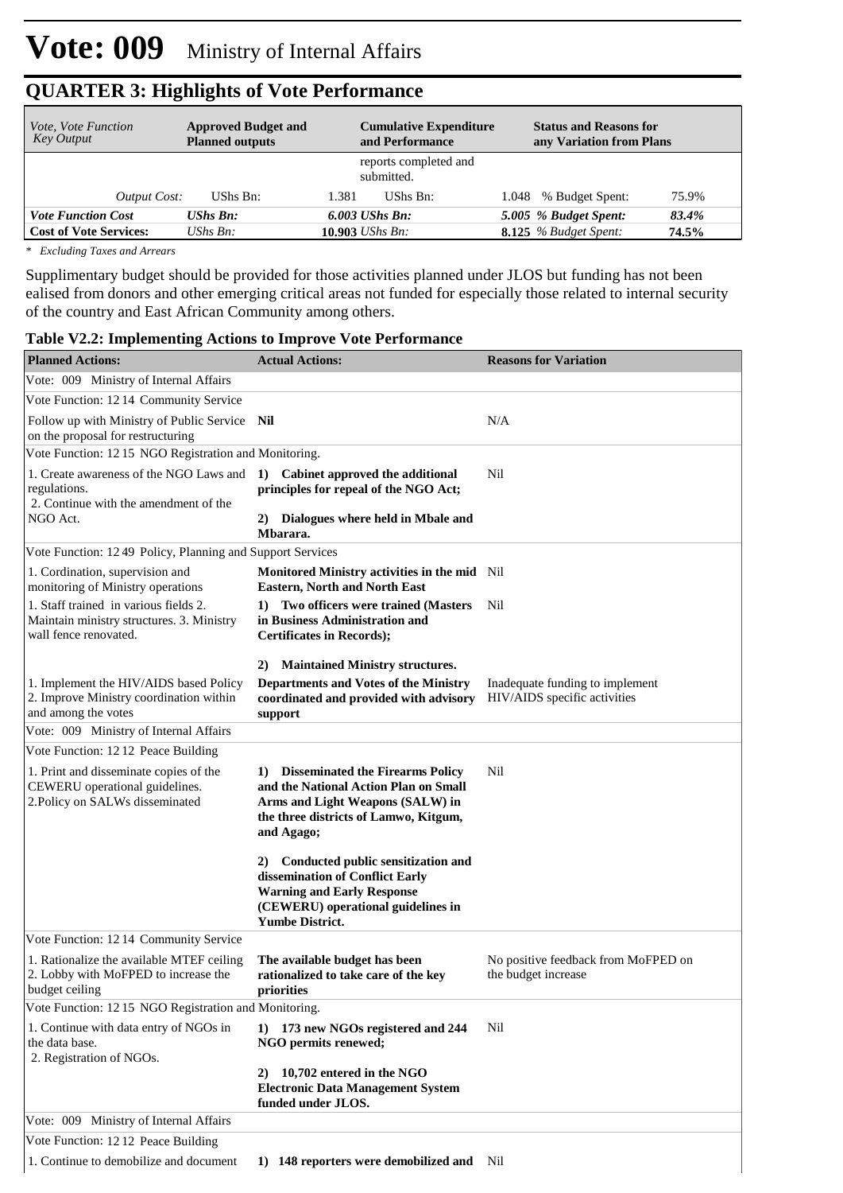# Vote: 009 Ministry of Internal Affairs

## QUARTER 3: Highlights of Vote Performance

| *Vote, Vote Function Key Output* | **Approved Budget and Planned outputs** | | **Cumulative Expenditure and Performance** | | **Status and Reasons for any Variation from Plans** | |
|---|---|---|---|---|---|---|
| | | | reports completed and submitted. | | | |
| *Output Cost:* | UShs Bn: | 1.381 | UShs Bn: | 1.048 | % Budget Spent: | 75.9% |
| ***Vote Function Cost*** | ***UShs Bn:*** | ***6.003*** | ***UShs Bn:*** | ***5.005*** | ***% Budget Spent:*** | ***83.4%*** |
| **Cost of Vote Services:** | *UShs Bn:* | **10.903** | *UShs Bn:* | **8.125** | *% Budget Spent:* | **74.5%** |

*\* Excluding Taxes and Arrears*

Supplimentary budget should be provided for those activities planned under JLOS but funding has not been ealised from donors and other emerging critical areas not funded for especially those related to internal security of the country and East African Community among others.

**Table V2.2: Implementing Actions to Improve Vote Performance**

| **Planned Actions:** | **Actual Actions:** | **Reasons for Variation** |
|---|---|---|
| Vote: 009 Ministry of Internal Affairs | | |
| Vote Function: 12 14 Community Service | | |
| Follow up with Ministry of Public Service on the proposal for restructuring | **Nil** | N/A |
| Vote Function: 12 15 NGO Registration and Monitoring. | | |
| 1. Create awareness of the NGO Laws and regulations.<br>2. Continue with the amendment of the NGO Act. | **1) Cabinet approved the additional principles for repeal of the NGO Act;**<br><br>**2) Dialogues where held in Mbale and Mbarara.** | Nil |
| Vote Function: 12 49 Policy, Planning and Support Services | | |
| 1. Cordination, supervision and monitoring of Ministry operations | **Monitored Ministry activities in the mid Eastern, North and North East** | Nil |
| 1. Staff trained in various fields 2. Maintain ministry structures. 3. Ministry wall fence renovated. | **1) Two officers were trained (Masters in Business Administration and Certificates in Records);**<br><br>**2) Maintained Ministry structures.** | Nil |
| 1. Implement the HIV/AIDS based Policy<br>2. Improve Ministry coordination within and among the votes | **Departments and Votes of the Ministry coordinated and provided with advisory support** | Inadequate funding to implement HIV/AIDS specific activities |
| Vote: 009 Ministry of Internal Affairs | | |
| Vote Function: 12 12 Peace Building | | |
| 1. Print and disseminate copies of the CEWERU operational guidelines.<br>2.Policy on SALWs disseminated | **1) Disseminated the Firearms Policy and the National Action Plan on Small Arms and Light Weapons (SALW) in the three districts of Lamwo, Kitgum, and Agago;**<br><br>**2) Conducted public sensitization and dissemination of Conflict Early Warning and Early Response (CEWERU) operational guidelines in Yumbe District.** | Nil |
| Vote Function: 12 14 Community Service | | |
| 1. Rationalize the available MTEF ceiling<br>2. Lobby with MoFPED to increase the budget ceiling | **The available budget has been rationalized to take care of the key priorities** | No positive feedback from MoFPED on the budget increase |
| Vote Function: 12 15 NGO Registration and Monitoring. | | |
| 1. Continue with data entry of NGOs in the data base.<br>2. Registration of NGOs. | **1) 173 new NGOs registered and 244 NGO permits renewed;**<br><br>**2) 10,702 entered in the NGO Electronic Data Management System funded under JLOS.** | Nil |
| Vote: 009 Ministry of Internal Affairs | | |
| Vote Function: 12 12 Peace Building | | |
| 1. Continue to demobilize and document | **1) 148 reporters were demobilized and** | Nil |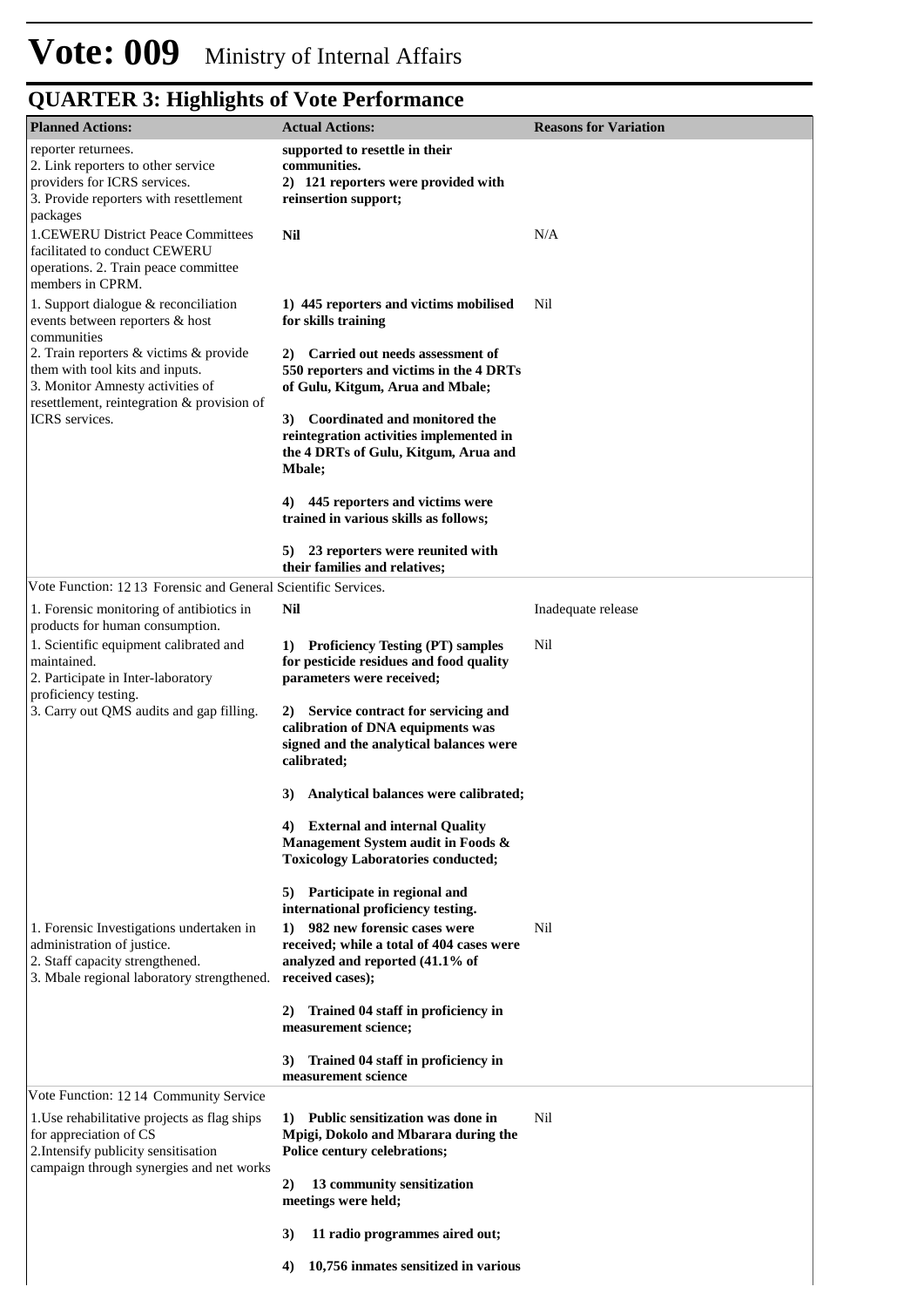# Vote: 009 Ministry of Internal Affairs

## QUARTER 3: Highlights of Vote Performance

| Planned Actions: | Actual Actions: | Reasons for Variation |
|---|---|---|
| reporter returnees.<br>2. Link reporters to other service providers for ICRS services.<br>3. Provide reporters with resettlement packages | **supported to resettle in their communities.**<br>**2) 121 reporters were provided with reinsertion support;** | |
| 1.CEWERU District Peace Committees facilitated to conduct CEWERU operations. 2. Train peace committee members in CPRM. | **Nil** | N/A |
| 1. Support dialogue & reconciliation events between reporters & host communities<br>2. Train reporters & victims & provide them with tool kits and inputs.<br>3. Monitor Amnesty activities of resettlement, reintegration & provision of ICRS services. | **1) 445 reporters and victims mobilised for skills training**<br><br>**2) Carried out needs assessment of 550 reporters and victims in the 4 DRTs of Gulu, Kitgum, Arua and Mbale;**<br><br>**3) Coordinated and monitored the reintegration activities implemented in the 4 DRTs of Gulu, Kitgum, Arua and Mbale;**<br><br>**4) 445 reporters and victims were trained in various skills as follows;**<br><br>**5) 23 reporters were reunited with their families and relatives;** | Nil |
| Vote Function: 12 13 Forensic and General Scientific Services. | | |
| 1. Forensic monitoring of antibiotics in products for human consumption. | **Nil** | Inadequate release |
| 1. Scientific equipment calibrated and maintained.<br>2. Participate in Inter-laboratory proficiency testing.<br>3. Carry out QMS audits and gap filling. | **1) Proficiency Testing (PT) samples for pesticide residues and food quality parameters were received;**<br><br>**2) Service contract for servicing and calibration of DNA equipments was signed and the analytical balances were calibrated;**<br><br>**3) Analytical balances were calibrated;**<br><br>**4) External and internal Quality Management System audit in Foods & Toxicology Laboratories conducted;**<br><br>**5) Participate in regional and international proficiency testing.** | Nil |
| 1. Forensic Investigations undertaken in administration of justice.<br>2. Staff capacity strengthened.<br>3. Mbale regional laboratory strengthened. | **1) 982 new forensic cases were received; while a total of 404 cases were analyzed and reported (41.1% of received cases);**<br><br>**2) Trained 04 staff in proficiency in measurement science;**<br><br>**3) Trained 04 staff in proficiency in measurement science** | Nil |
| Vote Function: 12 14 Community Service | | |
| 1.Use rehabilitative projects as flag ships for appreciation of CS<br>2.Intensify publicity sensitisation campaign through synergies and net works | **1) Public sensitization was done in Mpigi, Dokolo and Mbarara during the Police century celebrations;**<br><br>**2) 13 community sensitization meetings were held;**<br><br>**3) 11 radio programmes aired out;**<br><br>**4) 10,756 inmates sensitized in various** | Nil |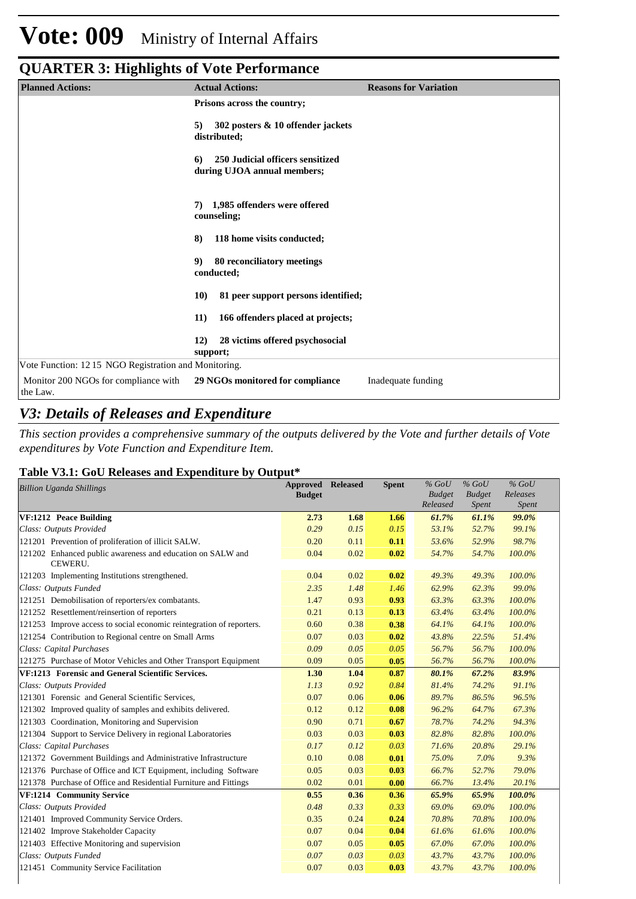# Vote: 009 Ministry of Internal Affairs

## QUARTER 3: Highlights of Vote Performance

| Planned Actions: | Actual Actions: | Reasons for Variation |
|---|---|---|
| | **Prisons across the country;**<br><br>**5) 302 posters & 10 offender jackets distributed;**<br><br>**6) 250 Judicial officers sensitized during UJOA annual members;**<br><br>**7) 1,985 offenders were offered counseling;**<br><br>**8) 118 home visits conducted;**<br><br>**9) 80 reconciliatory meetings conducted;**<br><br>**10) 81 peer support persons identified;**<br><br>**11) 166 offenders placed at projects;**<br><br>**12) 28 victims offered psychosocial support;** | |
| Vote Function: 12 15 NGO Registration and Monitoring. | | |
| Monitor 200 NGOs for compliance with the Law. | **29 NGOs monitored for compliance** | Inadequate funding |

## *V3: Details of Releases and Expenditure*

*This section provides a comprehensive summary of the outputs delivered by the Vote and further details of Vote expenditures by Vote Function and Expenditure Item.*

### Table V3.1: GoU Releases and Expenditure by Output*

| *Billion Uganda Shillings* | Approved Budget | Released | Spent | *% GoU Budget Released* | *% GoU Budget Spent* | *% GoU Releases Spent* |
|---|---|---|---|---|---|---|
| **VF:1212 Peace Building** | **2.73** | **1.68** | **1.66** | ***61.7%*** | ***61.1%*** | ***99.0%*** |
| *Class: Outputs Provided* | *0.29* | *0.15* | *0.15* | *53.1%* | *52.7%* | *99.1%* |
| 121201 Prevention of proliferation of illicit SALW. | 0.20 | 0.11 | **0.11** | *53.6%* | *52.9%* | *98.7%* |
| 121202 Enhanced public awareness and education on SALW and CEWERU. | 0.04 | 0.02 | **0.02** | *54.7%* | *54.7%* | *100.0%* |
| 121203 Implementing Institutions strengthened. | 0.04 | 0.02 | **0.02** | *49.3%* | *49.3%* | *100.0%* |
| *Class: Outputs Funded* | *2.35* | *1.48* | *1.46* | *62.9%* | *62.3%* | *99.0%* |
| 121251 Demobilisation of reporters/ex combatants. | 1.47 | 0.93 | **0.93** | *63.3%* | *63.3%* | *100.0%* |
| 121252 Resettlement/reinsertion of reporters | 0.21 | 0.13 | **0.13** | *63.4%* | *63.4%* | *100.0%* |
| 121253 Improve access to social economic reintegration of reporters. | 0.60 | 0.38 | **0.38** | *64.1%* | *64.1%* | *100.0%* |
| 121254 Contribution to Regional centre on Small Arms | 0.07 | 0.03 | **0.02** | *43.8%* | *22.5%* | *51.4%* |
| *Class: Capital Purchases* | *0.09* | *0.05* | *0.05* | *56.7%* | *56.7%* | *100.0%* |
| 121275 Purchase of Motor Vehicles and Other Transport Equipment | 0.09 | 0.05 | **0.05** | *56.7%* | *56.7%* | *100.0%* |
| **VF:1213 Forensic and General Scientific Services.** | **1.30** | **1.04** | **0.87** | ***80.1%*** | ***67.2%*** | ***83.9%*** |
| *Class: Outputs Provided* | *1.13* | *0.92* | *0.84* | *81.4%* | *74.2%* | *91.1%* |
| 121301 Forensic and General Scientific Services, | 0.07 | 0.06 | **0.06** | *89.7%* | *86.5%* | *96.5%* |
| 121302 Improved quality of samples and exhibits delivered. | 0.12 | 0.12 | **0.08** | *96.2%* | *64.7%* | *67.3%* |
| 121303 Coordination, Monitoring and Supervision | 0.90 | 0.71 | **0.67** | *78.7%* | *74.2%* | *94.3%* |
| 121304 Support to Service Delivery in regional Laboratories | 0.03 | 0.03 | **0.03** | *82.8%* | *82.8%* | *100.0%* |
| *Class: Capital Purchases* | *0.17* | *0.12* | *0.03* | *71.6%* | *20.8%* | *29.1%* |
| 121372 Government Buildings and Administrative Infrastructure | 0.10 | 0.08 | **0.01** | *75.0%* | *7.0%* | *9.3%* |
| 121376 Purchase of Office and ICT Equipment, including Software | 0.05 | 0.03 | **0.03** | *66.7%* | *52.7%* | *79.0%* |
| 121378 Purchase of Office and Residential Furniture and Fittings | 0.02 | 0.01 | **0.00** | *66.7%* | *13.4%* | *20.1%* |
| **VF:1214 Community Service** | **0.55** | **0.36** | **0.36** | ***65.9%*** | ***65.9%*** | ***100.0%*** |
| *Class: Outputs Provided* | *0.48* | *0.33* | *0.33* | *69.0%* | *69.0%* | *100.0%* |
| 121401 Improved Community Service Orders. | 0.35 | 0.24 | **0.24** | *70.8%* | *70.8%* | *100.0%* |
| 121402 Improve Stakeholder Capacity | 0.07 | 0.04 | **0.04** | *61.6%* | *61.6%* | *100.0%* |
| 121403 Effective Monitoring and supervision | 0.07 | 0.05 | **0.05** | *67.0%* | *67.0%* | *100.0%* |
| *Class: Outputs Funded* | *0.07* | *0.03* | *0.03* | *43.7%* | *43.7%* | *100.0%* |
| 121451 Community Service Facilitation | 0.07 | 0.03 | **0.03** | *43.7%* | *43.7%* | *100.0%* |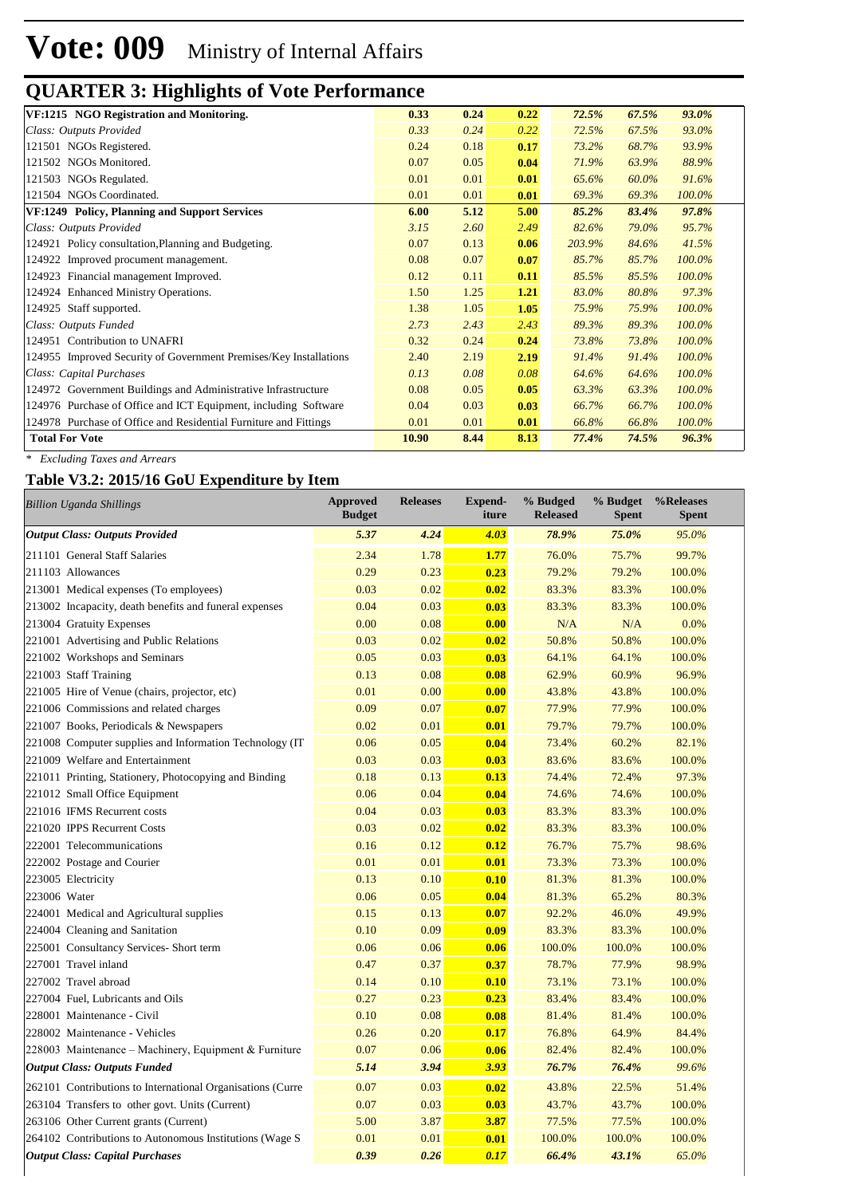# Vote: 009 Ministry of Internal Affairs

## QUARTER 3: Highlights of Vote Performance

| | | | | | | |
|---|---|---|---|---|---|---|
| **VF:1215 NGO Registration and Monitoring.** | **0.33** | **0.24** | **0.22** | ***72.5%*** | ***67.5%*** | ***93.0%*** |
| *Class: Outputs Provided* | *0.33* | *0.24* | *0.22* | *72.5%* | *67.5%* | *93.0%* |
| 121501 NGOs Registered. | 0.24 | 0.18 | **0.17** | *73.2%* | *68.7%* | *93.9%* |
| 121502 NGOs Monitored. | 0.07 | 0.05 | **0.04** | *71.9%* | *63.9%* | *88.9%* |
| 121503 NGOs Regulated. | 0.01 | 0.01 | **0.01** | *65.6%* | *60.0%* | *91.6%* |
| 121504 NGOs Coordinated. | 0.01 | 0.01 | **0.01** | *69.3%* | *69.3%* | *100.0%* |
| **VF:1249 Policy, Planning and Support Services** | **6.00** | **5.12** | **5.00** | ***85.2%*** | ***83.4%*** | ***97.8%*** |
| *Class: Outputs Provided* | *3.15* | *2.60* | *2.49* | *82.6%* | *79.0%* | *95.7%* |
| 124921 Policy consultation,Planning and Budgeting. | 0.07 | 0.13 | **0.06** | *203.9%* | *84.6%* | *41.5%* |
| 124922 Improved procument management. | 0.08 | 0.07 | **0.07** | *85.7%* | *85.7%* | *100.0%* |
| 124923 Financial management Improved. | 0.12 | 0.11 | **0.11** | *85.5%* | *85.5%* | *100.0%* |
| 124924 Enhanced Ministry Operations. | 1.50 | 1.25 | **1.21** | *83.0%* | *80.8%* | *97.3%* |
| 124925 Staff supported. | 1.38 | 1.05 | **1.05** | *75.9%* | *75.9%* | *100.0%* |
| *Class: Outputs Funded* | *2.73* | *2.43* | *2.43* | *89.3%* | *89.3%* | *100.0%* |
| 124951 Contribution to UNAFRI | 0.32 | 0.24 | **0.24** | *73.8%* | *73.8%* | *100.0%* |
| 124955 Improved Security of Government Premises/Key Installations | 2.40 | 2.19 | **2.19** | *91.4%* | *91.4%* | *100.0%* |
| *Class: Capital Purchases* | *0.13* | *0.08* | *0.08* | *64.6%* | *64.6%* | *100.0%* |
| 124972 Government Buildings and Administrative Infrastructure | 0.08 | 0.05 | **0.05** | *63.3%* | *63.3%* | *100.0%* |
| 124976 Purchase of Office and ICT Equipment, including Software | 0.04 | 0.03 | **0.03** | *66.7%* | *66.7%* | *100.0%* |
| 124978 Purchase of Office and Residential Furniture and Fittings | 0.01 | 0.01 | **0.01** | *66.8%* | *66.8%* | *100.0%* |
| **Total For Vote** | **10.90** | **8.44** | **8.13** | ***77.4%*** | ***74.5%*** | ***96.3%*** |

*\* Excluding Taxes and Arrears*

### Table V3.2: 2015/16 GoU Expenditure by Item

| *Billion Uganda Shillings* | Approved Budget | Releases | Expend-iture | % Budged Released | % Budget Spent | %Releases Spent |
|---|---|---|---|---|---|---|
| ***Output Class: Outputs Provided*** | ***5.37*** | ***4.24*** | ***4.03*** | ***78.9%*** | ***75.0%*** | ***95.0%*** |
| 211101 General Staff Salaries | 2.34 | 1.78 | **1.77** | 76.0% | 75.7% | 99.7% |
| 211103 Allowances | 0.29 | 0.23 | **0.23** | 79.2% | 79.2% | 100.0% |
| 213001 Medical expenses (To employees) | 0.03 | 0.02 | **0.02** | 83.3% | 83.3% | 100.0% |
| 213002 Incapacity, death benefits and funeral expenses | 0.04 | 0.03 | **0.03** | 83.3% | 83.3% | 100.0% |
| 213004 Gratuity Expenses | 0.00 | 0.08 | **0.00** | N/A | N/A | 0.0% |
| 221001 Advertising and Public Relations | 0.03 | 0.02 | **0.02** | 50.8% | 50.8% | 100.0% |
| 221002 Workshops and Seminars | 0.05 | 0.03 | **0.03** | 64.1% | 64.1% | 100.0% |
| 221003 Staff Training | 0.13 | 0.08 | **0.08** | 62.9% | 60.9% | 96.9% |
| 221005 Hire of Venue (chairs, projector, etc) | 0.01 | 0.00 | **0.00** | 43.8% | 43.8% | 100.0% |
| 221006 Commissions and related charges | 0.09 | 0.07 | **0.07** | 77.9% | 77.9% | 100.0% |
| 221007 Books, Periodicals & Newspapers | 0.02 | 0.01 | **0.01** | 79.7% | 79.7% | 100.0% |
| 221008 Computer supplies and Information Technology (IT | 0.06 | 0.05 | **0.04** | 73.4% | 60.2% | 82.1% |
| 221009 Welfare and Entertainment | 0.03 | 0.03 | **0.03** | 83.6% | 83.6% | 100.0% |
| 221011 Printing, Stationery, Photocopying and Binding | 0.18 | 0.13 | **0.13** | 74.4% | 72.4% | 97.3% |
| 221012 Small Office Equipment | 0.06 | 0.04 | **0.04** | 74.6% | 74.6% | 100.0% |
| 221016 IFMS Recurrent costs | 0.04 | 0.03 | **0.03** | 83.3% | 83.3% | 100.0% |
| 221020 IPPS Recurrent Costs | 0.03 | 0.02 | **0.02** | 83.3% | 83.3% | 100.0% |
| 222001 Telecommunications | 0.16 | 0.12 | **0.12** | 76.7% | 75.7% | 98.6% |
| 222002 Postage and Courier | 0.01 | 0.01 | **0.01** | 73.3% | 73.3% | 100.0% |
| 223005 Electricity | 0.13 | 0.10 | **0.10** | 81.3% | 81.3% | 100.0% |
| 223006 Water | 0.06 | 0.05 | **0.04** | 81.3% | 65.2% | 80.3% |
| 224001 Medical and Agricultural supplies | 0.15 | 0.13 | **0.07** | 92.2% | 46.0% | 49.9% |
| 224004 Cleaning and Sanitation | 0.10 | 0.09 | **0.09** | 83.3% | 83.3% | 100.0% |
| 225001 Consultancy Services- Short term | 0.06 | 0.06 | **0.06** | 100.0% | 100.0% | 100.0% |
| 227001 Travel inland | 0.47 | 0.37 | **0.37** | 78.7% | 77.9% | 98.9% |
| 227002 Travel abroad | 0.14 | 0.10 | **0.10** | 73.1% | 73.1% | 100.0% |
| 227004 Fuel, Lubricants and Oils | 0.27 | 0.23 | **0.23** | 83.4% | 83.4% | 100.0% |
| 228001 Maintenance - Civil | 0.10 | 0.08 | **0.08** | 81.4% | 81.4% | 100.0% |
| 228002 Maintenance - Vehicles | 0.26 | 0.20 | **0.17** | 76.8% | 64.9% | 84.4% |
| 228003 Maintenance – Machinery, Equipment & Furniture | 0.07 | 0.06 | **0.06** | 82.4% | 82.4% | 100.0% |
| ***Output Class: Outputs Funded*** | ***5.14*** | ***3.94*** | ***3.93*** | ***76.7%*** | ***76.4%*** | ***99.6%*** |
| 262101 Contributions to International Organisations (Curre | 0.07 | 0.03 | **0.02** | 43.8% | 22.5% | 51.4% |
| 263104 Transfers to other govt. Units (Current) | 0.07 | 0.03 | **0.03** | 43.7% | 43.7% | 100.0% |
| 263106 Other Current grants (Current) | 5.00 | 3.87 | **3.87** | 77.5% | 77.5% | 100.0% |
| 264102 Contributions to Autonomous Institutions (Wage S | 0.01 | 0.01 | **0.01** | 100.0% | 100.0% | 100.0% |
| ***Output Class: Capital Purchases*** | ***0.39*** | ***0.26*** | ***0.17*** | ***66.4%*** | ***43.1%*** | ***65.0%*** |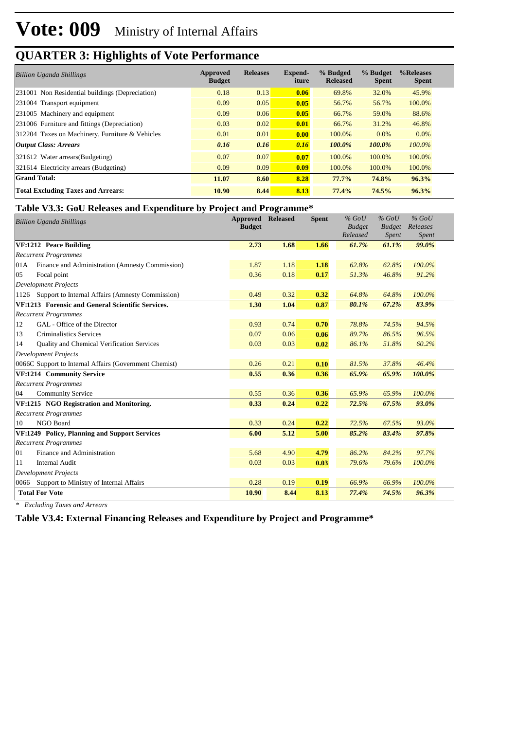# Vote: 009 Ministry of Internal Affairs

## QUARTER 3: Highlights of Vote Performance

| *Billion Uganda Shillings* | Approved Budget | Releases | Expend-iture | % Budged Released | % Budget Spent | %Releases Spent |
|---|---|---|---|---|---|---|
| 231001 Non Residential buildings (Depreciation) | 0.18 | 0.13 | **0.06** | 69.8% | 32.0% | 45.9% |
| 231004 Transport equipment | 0.09 | 0.05 | **0.05** | 56.7% | 56.7% | 100.0% |
| 231005 Machinery and equipment | 0.09 | 0.06 | **0.05** | 66.7% | 59.0% | 88.6% |
| 231006 Furniture and fittings (Depreciation) | 0.03 | 0.02 | **0.01** | 66.7% | 31.2% | 46.8% |
| 312204 Taxes on Machinery, Furniture & Vehicles | 0.01 | 0.01 | **0.00** | 100.0% | 0.0% | 0.0% |
| ***Output Class: Arrears*** | ***0.16*** | ***0.16*** | ***0.16*** | ***100.0%*** | ***100.0%*** | *100.0%* |
| 321612 Water arrears(Budgeting) | 0.07 | 0.07 | **0.07** | 100.0% | 100.0% | 100.0% |
| 321614 Electricity arrears (Budgeting) | 0.09 | 0.09 | **0.09** | 100.0% | 100.0% | 100.0% |
| **Grand Total:** | **11.07** | **8.60** | **8.28** | **77.7%** | **74.8%** | **96.3%** |
| **Total Excluding Taxes and Arrears:** | **10.90** | **8.44** | **8.13** | **77.4%** | **74.5%** | **96.3%** |

### Table V3.3: GoU Releases and Expenditure by Project and Programme*

| *Billion Uganda Shillings* | Approved Budget | Released | Spent | *% GoU Budget Released* | *% GoU Budget Spent* | *% GoU Releases Spent* |
|---|---|---|---|---|---|---|
| **VF:1212 Peace Building** | **2.73** | **1.68** | **1.66** | ***61.7%*** | ***61.1%*** | ***99.0%*** |
| *Recurrent Programmes* | | | | | | |
| 01A Finance and Administration (Amnesty Commission) | 1.87 | 1.18 | **1.18** | *62.8%* | *62.8%* | *100.0%* |
| 05 Focal point | 0.36 | 0.18 | **0.17** | *51.3%* | *46.8%* | *91.2%* |
| *Development Projects* | | | | | | |
| 1126 Support to Internal Affairs (Amnesty Commission) | 0.49 | 0.32 | **0.32** | *64.8%* | *64.8%* | *100.0%* |
| **VF:1213 Forensic and General Scientific Services.** | **1.30** | **1.04** | **0.87** | ***80.1%*** | ***67.2%*** | ***83.9%*** |
| *Recurrent Programmes* | | | | | | |
| 12 GAL - Office of the Director | 0.93 | 0.74 | **0.70** | *78.8%* | *74.5%* | *94.5%* |
| 13 Criminalistics Services | 0.07 | 0.06 | **0.06** | *89.7%* | *86.5%* | *96.5%* |
| 14 Quality and Chemical Verification Services | 0.03 | 0.03 | **0.02** | *86.1%* | *51.8%* | *60.2%* |
| *Development Projects* | | | | | | |
| 0066C Support to Internal Affairs (Government Chemist) | 0.26 | 0.21 | **0.10** | *81.5%* | *37.8%* | *46.4%* |
| **VF:1214 Community Service** | **0.55** | **0.36** | **0.36** | ***65.9%*** | ***65.9%*** | ***100.0%*** |
| *Recurrent Programmes* | | | | | | |
| 04 Community Service | 0.55 | 0.36 | **0.36** | *65.9%* | *65.9%* | *100.0%* |
| **VF:1215 NGO Registration and Monitoring.** | **0.33** | **0.24** | **0.22** | ***72.5%*** | ***67.5%*** | ***93.0%*** |
| *Recurrent Programmes* | | | | | | |
| 10 NGO Board | 0.33 | 0.24 | **0.22** | *72.5%* | *67.5%* | *93.0%* |
| **VF:1249 Policy, Planning and Support Services** | **6.00** | **5.12** | **5.00** | ***85.2%*** | ***83.4%*** | ***97.8%*** |
| *Recurrent Programmes* | | | | | | |
| 01 Finance and Administration | 5.68 | 4.90 | **4.79** | *86.2%* | *84.2%* | *97.7%* |
| 11 Internal Audit | 0.03 | 0.03 | **0.03** | *79.6%* | *79.6%* | *100.0%* |
| *Development Projects* | | | | | | |
| 0066 Support to Ministry of Internal Affairs | 0.28 | 0.19 | **0.19** | *66.9%* | *66.9%* | *100.0%* |
| **Total For Vote** | **10.90** | **8.44** | **8.13** | ***77.4%*** | ***74.5%*** | ***96.3%*** |

*\* Excluding Taxes and Arrears*

### Table V3.4: External Financing Releases and Expenditure by Project and Programme*